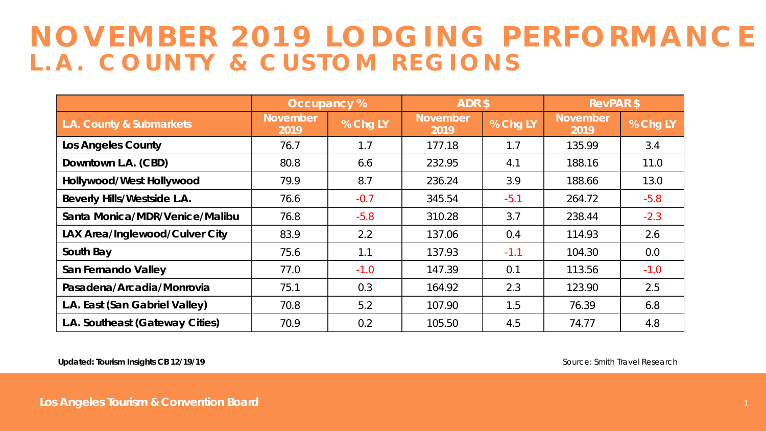# NOVEMBER 2019 LODGING PERFORMANCE
## L.A. COUNTY & CUSTOM REGIONS

| L.A. County & Submarkets | Occupancy % | | ADR $ | | RevPAR $ | |
|---|---|---|---|---|---|---|
| | November 2019 | % Chg LY | November 2019 | % Chg LY | November 2019 | % Chg LY |
| **Los Angeles County** | 76.7 | 1.7 | 177.18 | 1.7 | 135.99 | 3.4 |
| **Downtown L.A. (CBD)** | 80.8 | 6.6 | 232.95 | 4.1 | 188.16 | 11.0 |
| **Hollywood/West Hollywood** | 79.9 | 8.7 | 236.24 | 3.9 | 188.66 | 13.0 |
| **Beverly Hills/Westside L.A.** | 76.6 | -0.7 | 345.54 | -5.1 | 264.72 | -5.8 |
| **Santa Monica/MDR/Venice/Malibu** | 76.8 | -5.8 | 310.28 | 3.7 | 238.44 | -2.3 |
| **LAX Area/Inglewood/Culver City** | 83.9 | 2.2 | 137.06 | 0.4 | 114.93 | 2.6 |
| **South Bay** | 75.6 | 1.1 | 137.93 | -1.1 | 104.30 | 0.0 |
| **San Fernando Valley** | 77.0 | -1.0 | 147.39 | 0.1 | 113.56 | -1.0 |
| **Pasadena/Arcadia/Monrovia** | 75.1 | 0.3 | 164.92 | 2.3 | 123.90 | 2.5 |
| **L.A. East (San Gabriel Valley)** | 70.8 | 5.2 | 107.90 | 1.5 | 76.39 | 6.8 |
| **L.A. Southeast (Gateway Cities)** | 70.9 | 0.2 | 105.50 | 4.5 | 74.77 | 4.8 |

**Updated: Tourism Insights CB 12/19/19**

Source: Smith Travel Research

**Los Angeles Tourism & Convention Board**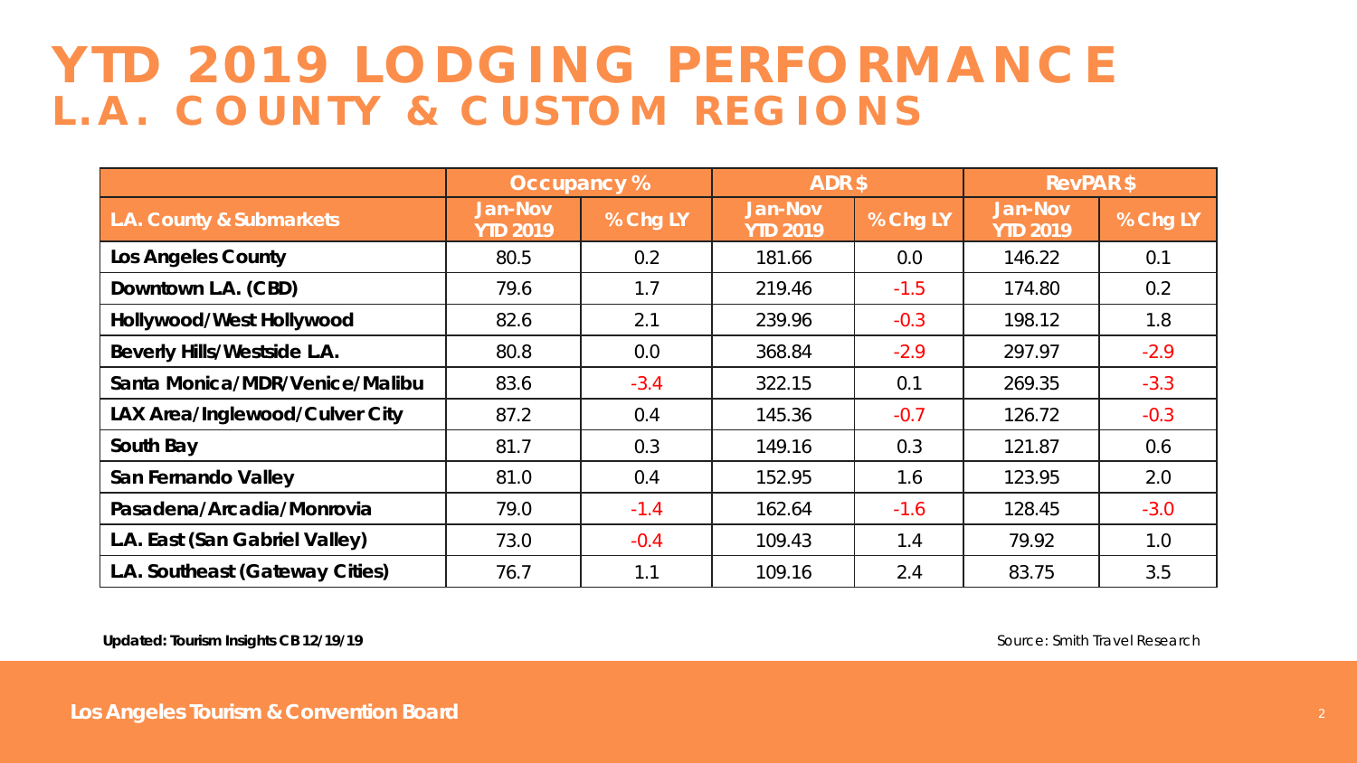# YTD 2019 LODGING PERFORMANCE
## L.A. COUNTY & CUSTOM REGIONS

| | Occupancy % | | ADR $ | | RevPAR $ | |
|---|---|---|---|---|---|---|
| **L.A. County & Submarkets** | **Jan-Nov YTD 2019** | **% Chg LY** | **Jan-Nov YTD 2019** | **% Chg LY** | **Jan-Nov YTD 2019** | **% Chg LY** |
| **Los Angeles County** | 80.5 | 0.2 | 181.66 | 0.0 | 146.22 | 0.1 |
| **Downtown L.A. (CBD)** | 79.6 | 1.7 | 219.46 | -1.5 | 174.80 | 0.2 |
| **Hollywood/West Hollywood** | 82.6 | 2.1 | 239.96 | -0.3 | 198.12 | 1.8 |
| **Beverly Hills/Westside L.A.** | 80.8 | 0.0 | 368.84 | -2.9 | 297.97 | -2.9 |
| **Santa Monica/MDR/Venice/Malibu** | 83.6 | -3.4 | 322.15 | 0.1 | 269.35 | -3.3 |
| **LAX Area/Inglewood/Culver City** | 87.2 | 0.4 | 145.36 | -0.7 | 126.72 | -0.3 |
| **South Bay** | 81.7 | 0.3 | 149.16 | 0.3 | 121.87 | 0.6 |
| **San Fernando Valley** | 81.0 | 0.4 | 152.95 | 1.6 | 123.95 | 2.0 |
| **Pasadena/Arcadia/Monrovia** | 79.0 | -1.4 | 162.64 | -1.6 | 128.45 | -3.0 |
| **L.A. East (San Gabriel Valley)** | 73.0 | -0.4 | 109.43 | 1.4 | 79.92 | 1.0 |
| **L.A. Southeast (Gateway Cities)** | 76.7 | 1.1 | 109.16 | 2.4 | 83.75 | 3.5 |

***Updated: Tourism Insights CB 12/19/19***

*Source: Smith Travel Research*

**Los Angeles Tourism & Convention Board**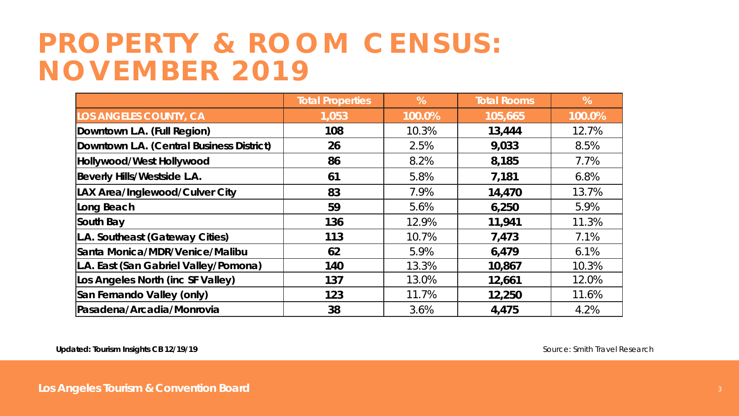# PROPERTY & ROOM CENSUS: NOVEMBER 2019

| | Total Properties | % | Total Rooms | % |
|---|---|---|---|---|
| LOS ANGELES COUNTY, CA | 1,053 | 100.0% | 105,665 | 100.0% |
| Downtown L.A. (Full Region) | 108 | 10.3% | 13,444 | 12.7% |
| Downtown L.A. (Central Business District) | 26 | 2.5% | 9,033 | 8.5% |
| Hollywood/West Hollywood | 86 | 8.2% | 8,185 | 7.7% |
| Beverly Hills/Westside L.A. | 61 | 5.8% | 7,181 | 6.8% |
| LAX Area/Inglewood/Culver City | 83 | 7.9% | 14,470 | 13.7% |
| Long Beach | 59 | 5.6% | 6,250 | 5.9% |
| South Bay | 136 | 12.9% | 11,941 | 11.3% |
| L.A. Southeast (Gateway Cities) | 113 | 10.7% | 7,473 | 7.1% |
| Santa Monica/MDR/Venice/Malibu | 62 | 5.9% | 6,479 | 6.1% |
| L.A. East (San Gabriel Valley/Pomona) | 140 | 13.3% | 10,867 | 10.3% |
| Los Angeles North (inc SF Valley) | 137 | 13.0% | 12,661 | 12.0% |
| San Fernando Valley (only) | 123 | 11.7% | 12,250 | 11.6% |
| Pasadena/Arcadia/Monrovia | 38 | 3.6% | 4,475 | 4.2% |

**Updated: Tourism Insights CB 12/19/19**

Source: Smith Travel Research

**Los Angeles Tourism & Convention Board**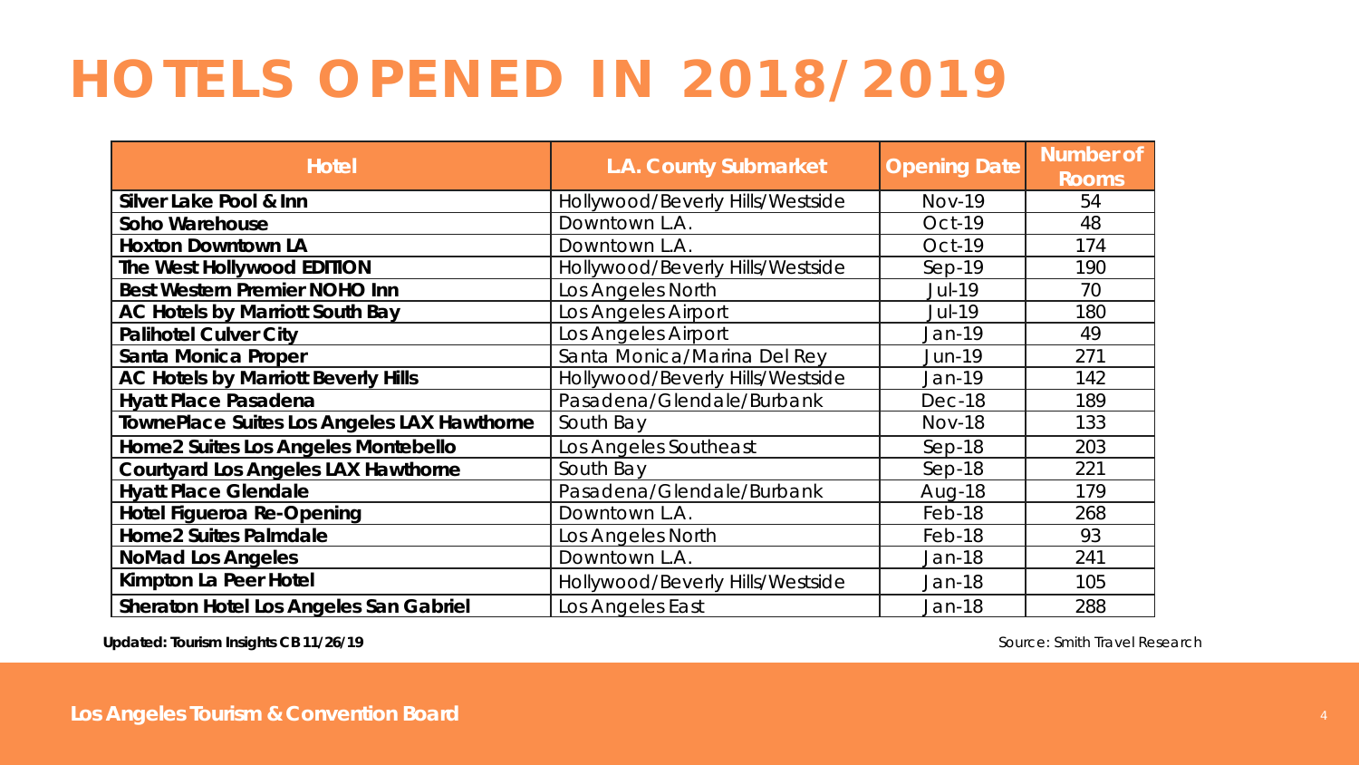# HOTELS OPENED IN 2018/2019

| Hotel | L.A. County Submarket | Opening Date | Number of Rooms |
| --- | --- | --- | --- |
| **Silver Lake Pool & Inn** | Hollywood/Beverly Hills/Westside | Nov-19 | 54 |
| **Soho Warehouse** | Downtown L.A. | Oct-19 | 48 |
| **Hoxton Downtown LA** | Downtown L.A. | Oct-19 | 174 |
| **The West Hollywood EDITION** | Hollywood/Beverly Hills/Westside | Sep-19 | 190 |
| **Best Western Premier NOHO Inn** | Los Angeles North | Jul-19 | 70 |
| **AC Hotels by Marriott South Bay** | Los Angeles Airport | Jul-19 | 180 |
| **Palihotel Culver City** | Los Angeles Airport | Jan-19 | 49 |
| **Santa Monica Proper** | Santa Monica/Marina Del Rey | Jun-19 | 271 |
| **AC Hotels by Marriott Beverly Hills** | Hollywood/Beverly Hills/Westside | Jan-19 | 142 |
| **Hyatt Place Pasadena** | Pasadena/Glendale/Burbank | Dec-18 | 189 |
| **TownePlace Suites Los Angeles LAX Hawthorne** | South Bay | Nov-18 | 133 |
| **Home2 Suites Los Angeles Montebello** | Los Angeles Southeast | Sep-18 | 203 |
| **Courtyard Los Angeles LAX Hawthorne** | South Bay | Sep-18 | 221 |
| **Hyatt Place Glendale** | Pasadena/Glendale/Burbank | Aug-18 | 179 |
| **Hotel Figueroa Re-Opening** | Downtown L.A. | Feb-18 | 268 |
| **Home2 Suites Palmdale** | Los Angeles North | Feb-18 | 93 |
| **NoMad Los Angeles** | Downtown L.A. | Jan-18 | 241 |
| **Kimpton La Peer Hotel** | Hollywood/Beverly Hills/Westside | Jan-18 | 105 |
| **Sheraton Hotel Los Angeles San Gabriel** | Los Angeles East | Jan-18 | 288 |

**Updated: Tourism Insights CB 11/26/19**

Source: Smith Travel Research

**Los Angeles Tourism & Convention Board**